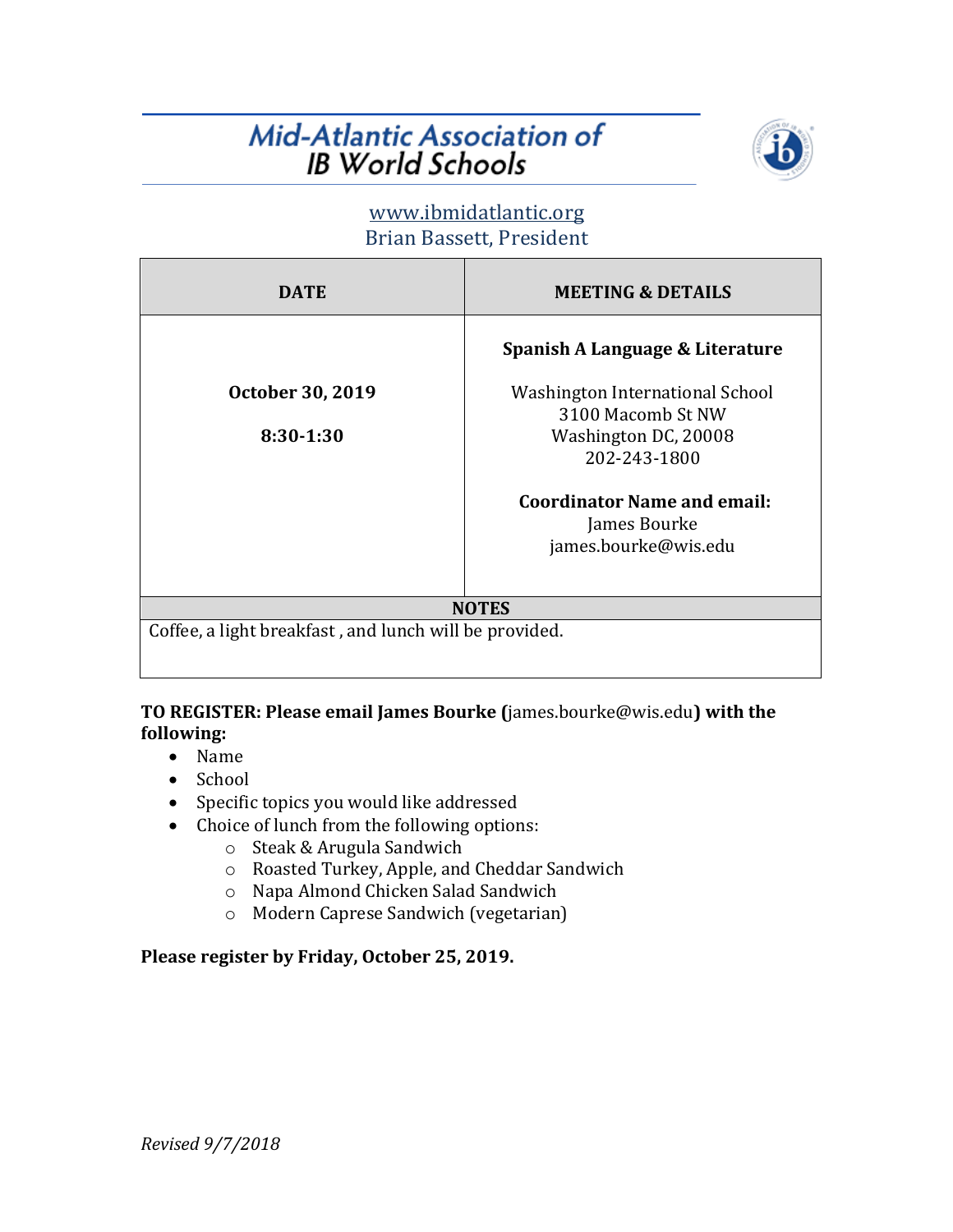# Mid-Atlantic Association of IB World Schools

www.ibmidatlantic.org
Brian Bassett, President

| DATE | MEETING & DETAILS |
| --- | --- |
| **October 30, 2019**<br><br>**8:30-1:30** | **Spanish A Language & Literature**<br><br>Washington International School<br>3100 Macomb St NW<br>Washington DC, 20008<br>202-243-1800<br><br>**Coordinator Name and email:**<br>James Bourke<br>james.bourke@wis.edu |
| **NOTES** | |
| Coffee, a light breakfast , and lunch will be provided. | |

**TO REGISTER: Please email James Bourke (**james.bourke@wis.edu**) with the following:**

- Name
- School
- Specific topics you would like addressed
- Choice of lunch from the following options:
  - Steak & Arugula Sandwich
  - Roasted Turkey, Apple, and Cheddar Sandwich
  - Napa Almond Chicken Salad Sandwich
  - Modern Caprese Sandwich (vegetarian)

**Please register by Friday, October 25, 2019.**

*Revised 9/7/2018*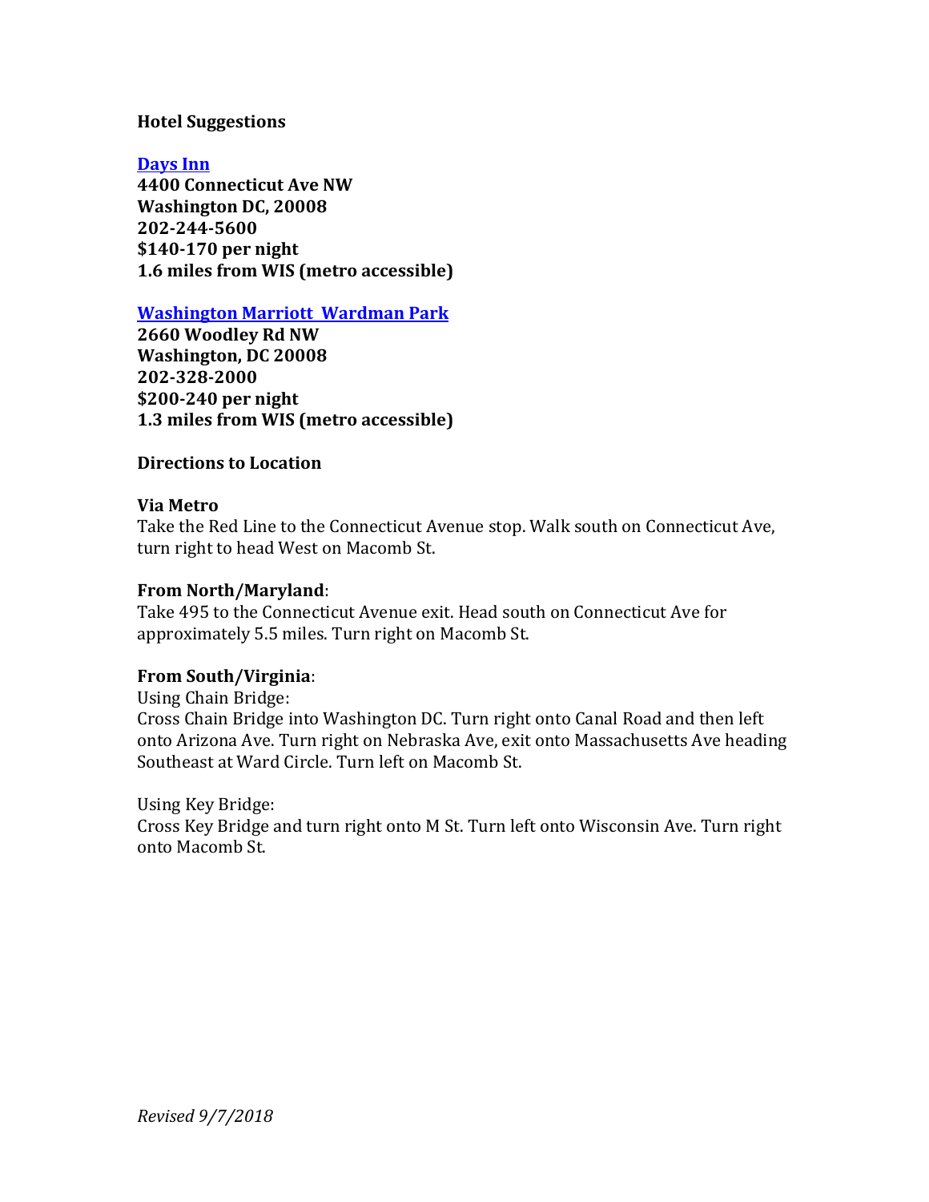**Hotel Suggestions**

**Days Inn**
**4400 Connecticut Ave NW**
**Washington DC, 20008**
**202-244-5600**
**$140-170 per night**
**1.6 miles from WIS (metro accessible)**

**Washington Marriott Wardman Park**
**2660 Woodley Rd NW**
**Washington, DC 20008**
**202-328-2000**
**$200-240 per night**
**1.3 miles from WIS (metro accessible)**

**Directions to Location**

**Via Metro**
Take the Red Line to the Connecticut Avenue stop. Walk south on Connecticut Ave, turn right to head West on Macomb St.

**From North/Maryland**:
Take 495 to the Connecticut Avenue exit. Head south on Connecticut Ave for approximately 5.5 miles. Turn right on Macomb St.

**From South/Virginia**:
Using Chain Bridge:
Cross Chain Bridge into Washington DC. Turn right onto Canal Road and then left onto Arizona Ave. Turn right on Nebraska Ave, exit onto Massachusetts Ave heading Southeast at Ward Circle. Turn left on Macomb St.

Using Key Bridge:
Cross Key Bridge and turn right onto M St. Turn left onto Wisconsin Ave. Turn right onto Macomb St.

*Revised 9/7/2018*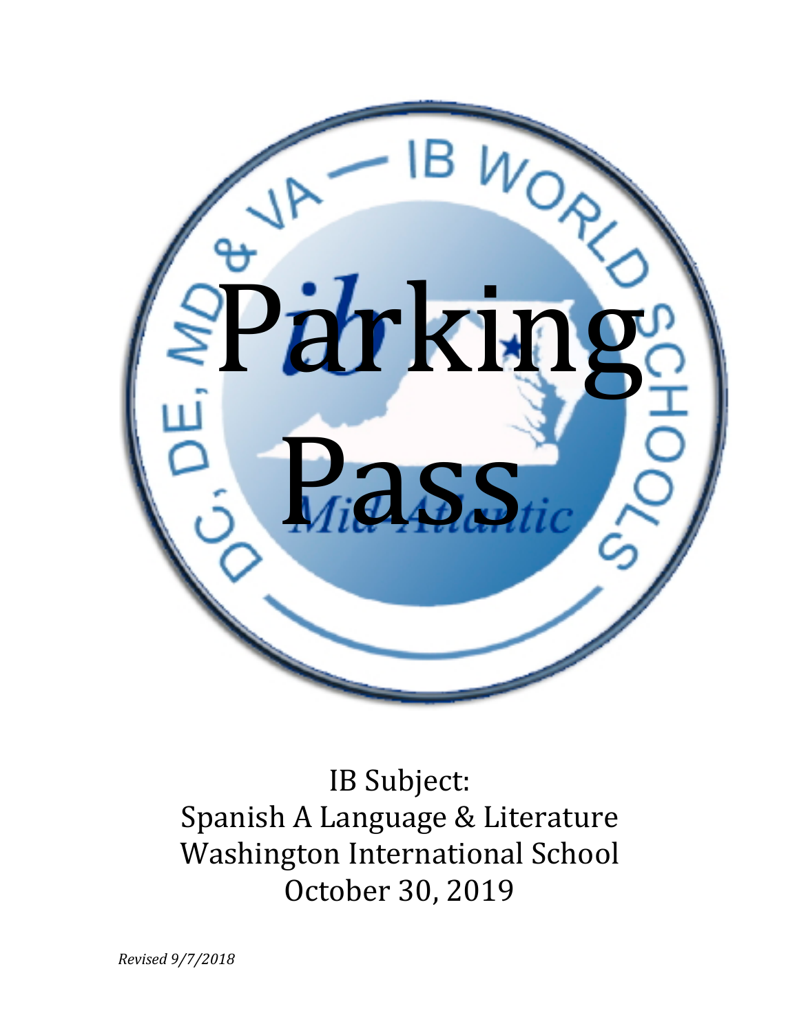# Parking Pass

IB Subject:
Spanish A Language & Literature
Washington International School
October 30, 2019

*Revised 9/7/2018*